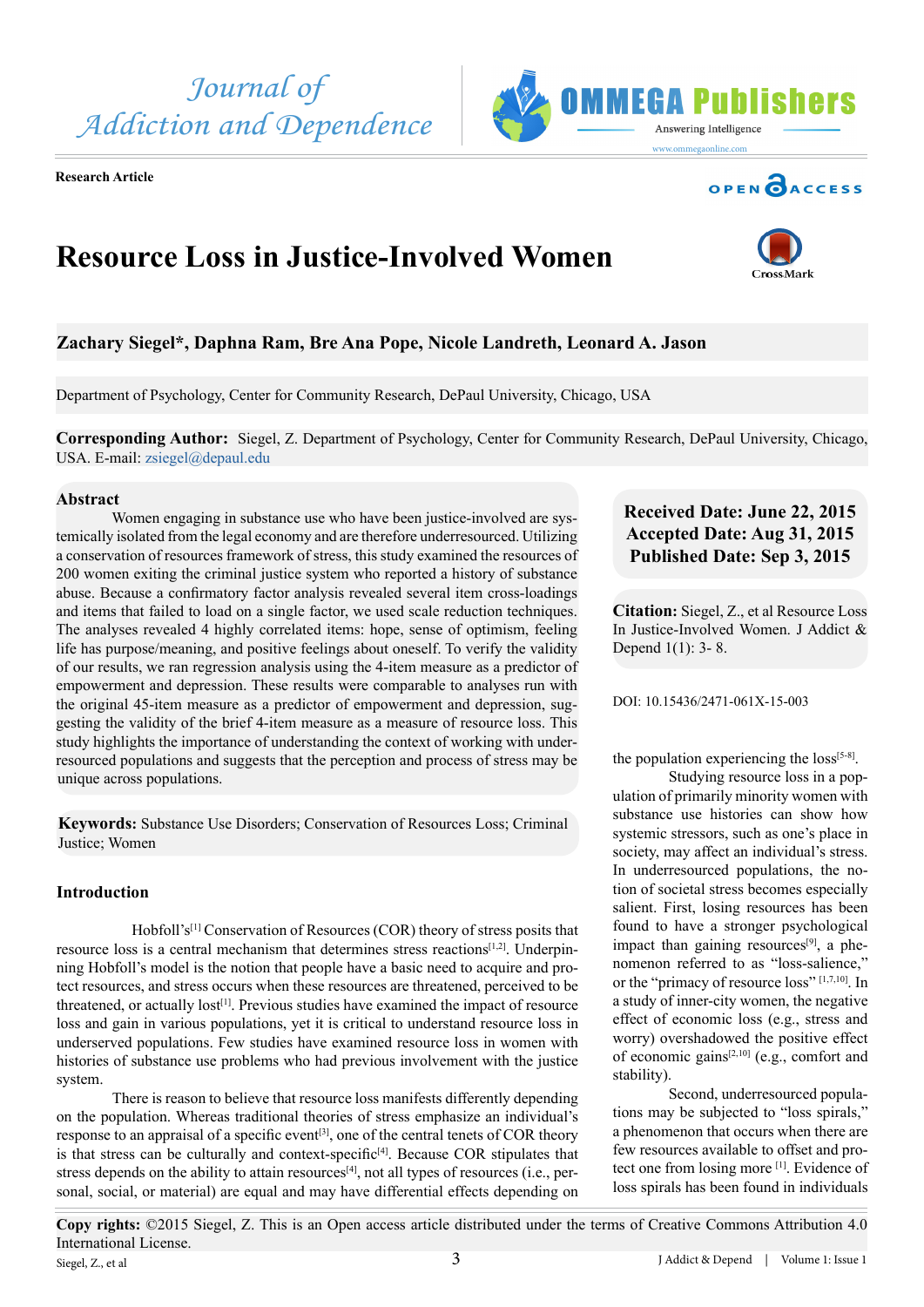Research Article

# Resource Loss in Justice-Involved Women

**Zachary Siegel*, Daphna Ram, Bre Ana Pope, Nicole Landreth, Leonard A. Jason**

Department of Psychology, Center for Community Research, DePaul University, Chicago, USA

**Corresponding Author:** Siegel, Z. Department of Psychology, Center for Community Research, DePaul University, Chicago, USA. E-mail: zsiegel@depaul.edu

**Received Date: June 22, 2015**
**Accepted Date: Aug 31, 2015**
**Published Date: Sep 3, 2015**

**Citation:** Siegel, Z., et al Resource Loss In Justice-Involved Women. J Addict & Depend 1(1): 3- 8.

DOI: 10.15436/2471-061X-15-003

## Abstract

Women engaging in substance use who have been justice-involved are systemically isolated from the legal economy and are therefore underresourced. Utilizing a conservation of resources framework of stress, this study examined the resources of 200 women exiting the criminal justice system who reported a history of substance abuse. Because a confirmatory factor analysis revealed several item cross-loadings and items that failed to load on a single factor, we used scale reduction techniques. The analyses revealed 4 highly correlated items: hope, sense of optimism, feeling life has purpose/meaning, and positive feelings about oneself. To verify the validity of our results, we ran regression analysis using the 4-item measure as a predictor of empowerment and depression. These results were comparable to analyses run with the original 45-item measure as a predictor of empowerment and depression, suggesting the validity of the brief 4-item measure as a measure of resource loss. This study highlights the importance of understanding the context of working with underresourced populations and suggests that the perception and process of stress may be unique across populations.

**Keywords:** Substance Use Disorders; Conservation of Resources Loss; Criminal Justice; Women

## Introduction

Hobfoll's[1] Conservation of Resources (COR) theory of stress posits that resource loss is a central mechanism that determines stress reactions[1,2]. Underpinning Hobfoll's model is the notion that people have a basic need to acquire and protect resources, and stress occurs when these resources are threatened, perceived to be threatened, or actually lost[1]. Previous studies have examined the impact of resource loss in various populations, yet it is critical to understand resource loss in underserved populations. Few studies have examined resource loss in women with histories of substance use problems who had previous involvement with the justice system.

There is reason to believe that resource loss manifests differently depending on the population. Whereas traditional theories of stress emphasize an individual's response to an appraisal of a specific event[3], one of the central tenets of COR theory is that stress can be culturally and context-specific[4]. Because COR stipulates that stress depends on the ability to attain resources[4], not all types of resources (i.e., personal, social, or material) are equal and may have differential effects depending on the population experiencing the loss[5-8].

Studying resource loss in a population of primarily minority women with substance use histories can show how systemic stressors, such as one's place in society, may affect an individual's stress. In underresourced populations, the notion of societal stress becomes especially salient. First, losing resources has been found to have a stronger psychological impact than gaining resources[9], a phenomenon referred to as "loss-salience," or the "primacy of resource loss" [1,7,10]. In a study of inner-city women, the negative effect of economic loss (e.g., stress and worry) overshadowed the positive effect of economic gains[2,10] (e.g., comfort and stability).

Second, underresourced populations may be subjected to "loss spirals," a phenomenon that occurs when there are few resources available to offset and protect one from losing more [1]. Evidence of loss spirals has been found in individuals

**Copy rights:** ©2015 Siegel, Z. This is an Open access article distributed under the terms of Creative Commons Attribution 4.0 International License.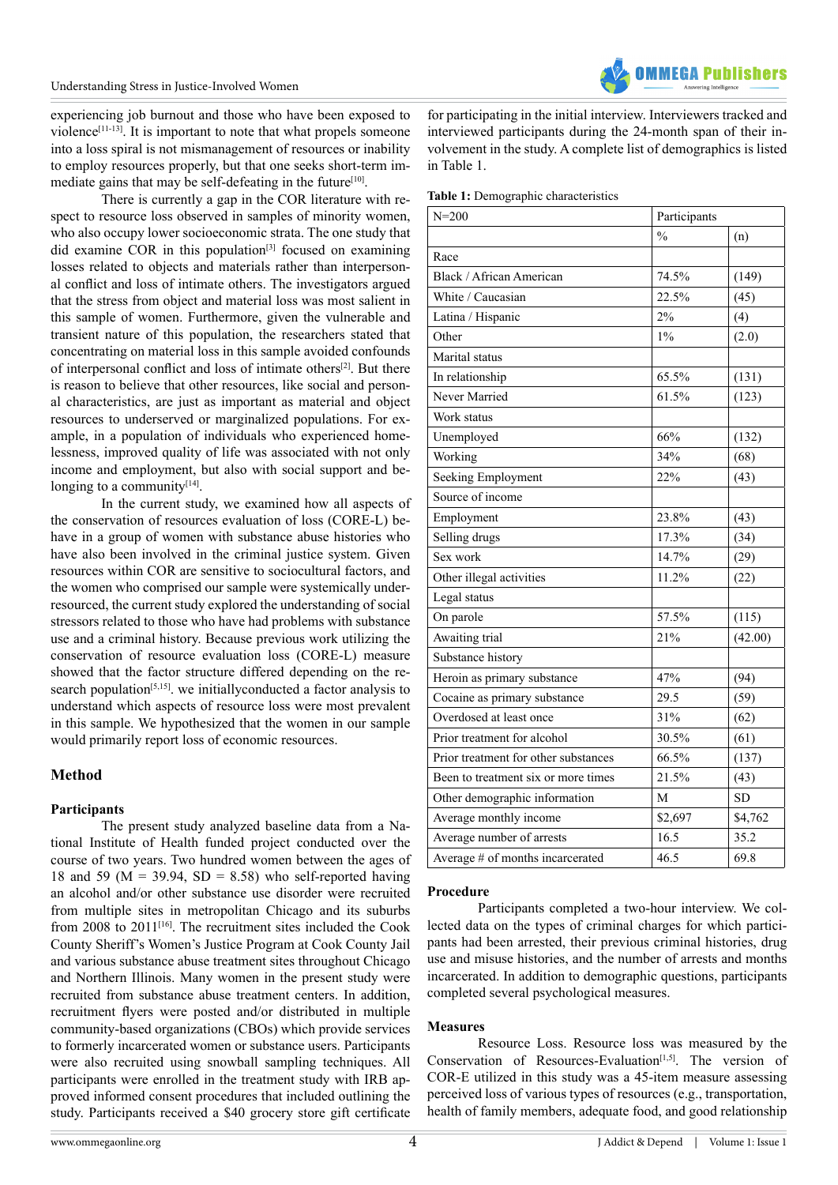experiencing job burnout and those who have been exposed to violence[11-13]. It is important to note that what propels someone into a loss spiral is not mismanagement of resources or inability to employ resources properly, but that one seeks short-term immediate gains that may be self-defeating in the future[10].

There is currently a gap in the COR literature with respect to resource loss observed in samples of minority women, who also occupy lower socioeconomic strata. The one study that did examine COR in this population[3] focused on examining losses related to objects and materials rather than interpersonal conflict and loss of intimate others. The investigators argued that the stress from object and material loss was most salient in this sample of women. Furthermore, given the vulnerable and transient nature of this population, the researchers stated that concentrating on material loss in this sample avoided confounds of interpersonal conflict and loss of intimate others[2]. But there is reason to believe that other resources, like social and personal characteristics, are just as important as material and object resources to underserved or marginalized populations. For example, in a population of individuals who experienced homelessness, improved quality of life was associated with not only income and employment, but also with social support and belonging to a community[14].

In the current study, we examined how all aspects of the conservation of resources evaluation of loss (CORE-L) behave in a group of women with substance abuse histories who have also been involved in the criminal justice system. Given resources within COR are sensitive to sociocultural factors, and the women who comprised our sample were systemically underresourced, the current study explored the understanding of social stressors related to those who have had problems with substance use and a criminal history. Because previous work utilizing the conservation of resource evaluation loss (CORE-L) measure showed that the factor structure differed depending on the research population[5,15]. we initiallyconducted a factor analysis to understand which aspects of resource loss were most prevalent in this sample. We hypothesized that the women in our sample would primarily report loss of economic resources.

## Method

### Participants

The present study analyzed baseline data from a National Institute of Health funded project conducted over the course of two years. Two hundred women between the ages of 18 and 59 (M = 39.94, SD = 8.58) who self-reported having an alcohol and/or other substance use disorder were recruited from multiple sites in metropolitan Chicago and its suburbs from 2008 to 2011[16]. The recruitment sites included the Cook County Sheriff's Women's Justice Program at Cook County Jail and various substance abuse treatment sites throughout Chicago and Northern Illinois. Many women in the present study were recruited from substance abuse treatment centers. In addition, recruitment flyers were posted and/or distributed in multiple community-based organizations (CBOs) which provide services to formerly incarcerated women or substance users. Participants were also recruited using snowball sampling techniques. All participants were enrolled in the treatment study with IRB approved informed consent procedures that included outlining the study. Participants received a $40 grocery store gift certificate for participating in the initial interview. Interviewers tracked and interviewed participants during the 24-month span of their involvement in the study. A complete list of demographics is listed in Table 1.

**Table 1:** Demographic characteristics

| N=200 | Participants | |
|---|---|---|
| | % | (n) |
| Race | | |
| Black / African American | 74.5% | (149) |
| White / Caucasian | 22.5% | (45) |
| Latina / Hispanic | 2% | (4) |
| Other | 1% | (2.0) |
| Marital status | | |
| In relationship | 65.5% | (131) |
| Never Married | 61.5% | (123) |
| Work status | | |
| Unemployed | 66% | (132) |
| Working | 34% | (68) |
| Seeking Employment | 22% | (43) |
| Source of income | | |
| Employment | 23.8% | (43) |
| Selling drugs | 17.3% | (34) |
| Sex work | 14.7% | (29) |
| Other illegal activities | 11.2% | (22) |
| Legal status | | |
| On parole | 57.5% | (115) |
| Awaiting trial | 21% | (42.00) |
| Substance history | | |
| Heroin as primary substance | 47% | (94) |
| Cocaine as primary substance | 29.5 | (59) |
| Overdosed at least once | 31% | (62) |
| Prior treatment for alcohol | 30.5% | (61) |
| Prior treatment for other substances | 66.5% | (137) |
| Been to treatment six or more times | 21.5% | (43) |
| Other demographic information | M | SD |
| Average monthly income | $2,697 | $4,762 |
| Average number of arrests | 16.5 | 35.2 |
| Average # of months incarcerated | 46.5 | 69.8 |

### Procedure

Participants completed a two-hour interview. We collected data on the types of criminal charges for which participants had been arrested, their previous criminal histories, drug use and misuse histories, and the number of arrests and months incarcerated. In addition to demographic questions, participants completed several psychological measures.

### Measures

Resource Loss. Resource loss was measured by the Conservation of Resources-Evaluation[1,5]. The version of COR-E utilized in this study was a 45-item measure assessing perceived loss of various types of resources (e.g., transportation, health of family members, adequate food, and good relationship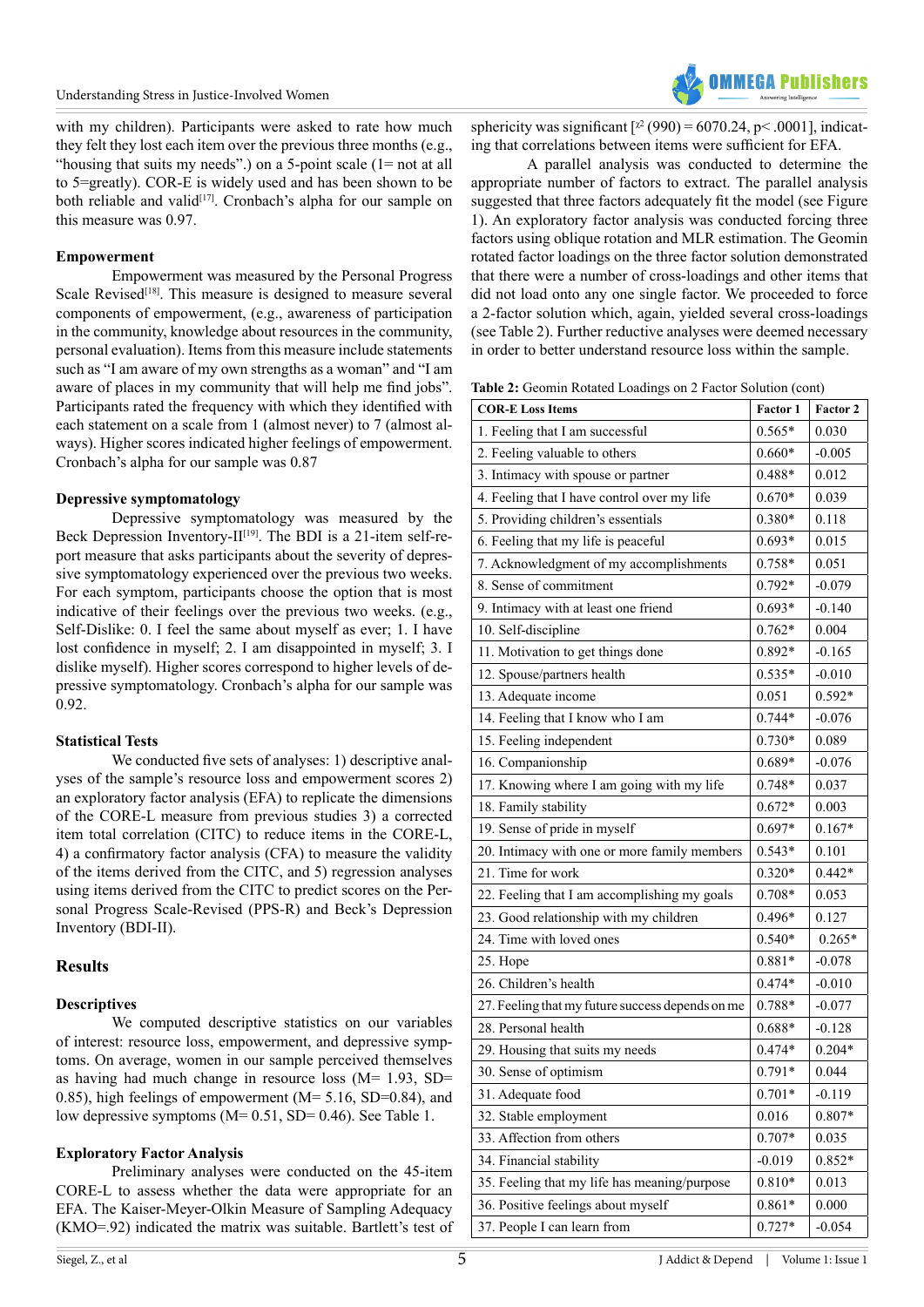with my children). Participants were asked to rate how much they felt they lost each item over the previous three months (e.g., "housing that suits my needs".) on a 5-point scale (1= not at all to 5=greatly). COR-E is widely used and has been shown to be both reliable and valid[17]. Cronbach's alpha for our sample on this measure was 0.97.

### Empowerment

Empowerment was measured by the Personal Progress Scale Revised[18]. This measure is designed to measure several components of empowerment, (e.g., awareness of participation in the community, knowledge about resources in the community, personal evaluation). Items from this measure include statements such as "I am aware of my own strengths as a woman" and "I am aware of places in my community that will help me find jobs". Participants rated the frequency with which they identified with each statement on a scale from 1 (almost never) to 7 (almost always). Higher scores indicated higher feelings of empowerment. Cronbach's alpha for our sample was 0.87

### Depressive symptomatology

Depressive symptomatology was measured by the Beck Depression Inventory-II[19]. The BDI is a 21-item self-report measure that asks participants about the severity of depressive symptomatology experienced over the previous two weeks. For each symptom, participants choose the option that is most indicative of their feelings over the previous two weeks. (e.g., Self-Dislike: 0. I feel the same about myself as ever; 1. I have lost confidence in myself; 2. I am disappointed in myself; 3. I dislike myself). Higher scores correspond to higher levels of depressive symptomatology. Cronbach's alpha for our sample was 0.92.

### Statistical Tests

We conducted five sets of analyses: 1) descriptive analyses of the sample's resource loss and empowerment scores 2) an exploratory factor analysis (EFA) to replicate the dimensions of the CORE-L measure from previous studies 3) a corrected item total correlation (CITC) to reduce items in the CORE-L, 4) a confirmatory factor analysis (CFA) to measure the validity of the items derived from the CITC, and 5) regression analyses using items derived from the CITC to predict scores on the Personal Progress Scale-Revised (PPS-R) and Beck's Depression Inventory (BDI-II).

## Results

### Descriptives

We computed descriptive statistics on our variables of interest: resource loss, empowerment, and depressive symptoms. On average, women in our sample perceived themselves as having had much change in resource loss (M= 1.93, SD= 0.85), high feelings of empowerment (M= 5.16, SD=0.84), and low depressive symptoms (M= 0.51, SD= 0.46). See Table 1.

### Exploratory Factor Analysis

Preliminary analyses were conducted on the 45-item CORE-L to assess whether the data were appropriate for an EFA. The Kaiser-Meyer-Olkin Measure of Sampling Adequacy (KMO=.92) indicated the matrix was suitable. Bartlett's test of sphericity was significant [$\chi^2$ (990) = 6070.24, p< .0001], indicating that correlations between items were sufficient for EFA.

A parallel analysis was conducted to determine the appropriate number of factors to extract. The parallel analysis suggested that three factors adequately fit the model (see Figure 1). An exploratory factor analysis was conducted forcing three factors using oblique rotation and MLR estimation. The Geomin rotated factor loadings on the three factor solution demonstrated that there were a number of cross-loadings and other items that did not load onto any one single factor. We proceeded to force a 2-factor solution which, again, yielded several cross-loadings (see Table 2). Further reductive analyses were deemed necessary in order to better understand resource loss within the sample.

**Table 2:** Geomin Rotated Loadings on 2 Factor Solution (cont)

| COR-E Loss Items | Factor 1 | Factor 2 |
|---|---|---|
| 1. Feeling that I am successful | 0.565* | 0.030 |
| 2. Feeling valuable to others | 0.660* | -0.005 |
| 3. Intimacy with spouse or partner | 0.488* | 0.012 |
| 4. Feeling that I have control over my life | 0.670* | 0.039 |
| 5. Providing children's essentials | 0.380* | 0.118 |
| 6. Feeling that my life is peaceful | 0.693* | 0.015 |
| 7. Acknowledgment of my accomplishments | 0.758* | 0.051 |
| 8. Sense of commitment | 0.792* | -0.079 |
| 9. Intimacy with at least one friend | 0.693* | -0.140 |
| 10. Self-discipline | 0.762* | 0.004 |
| 11. Motivation to get things done | 0.892* | -0.165 |
| 12. Spouse/partners health | 0.535* | -0.010 |
| 13. Adequate income | 0.051 | 0.592* |
| 14. Feeling that I know who I am | 0.744* | -0.076 |
| 15. Feeling independent | 0.730* | 0.089 |
| 16. Companionship | 0.689* | -0.076 |
| 17. Knowing where I am going with my life | 0.748* | 0.037 |
| 18. Family stability | 0.672* | 0.003 |
| 19. Sense of pride in myself | 0.697* | 0.167* |
| 20. Intimacy with one or more family members | 0.543* | 0.101 |
| 21. Time for work | 0.320* | 0.442* |
| 22. Feeling that I am accomplishing my goals | 0.708* | 0.053 |
| 23. Good relationship with my children | 0.496* | 0.127 |
| 24. Time with loved ones | 0.540* | 0.265* |
| 25. Hope | 0.881* | -0.078 |
| 26. Children's health | 0.474* | -0.010 |
| 27. Feeling that my future success depends on me | 0.788* | -0.077 |
| 28. Personal health | 0.688* | -0.128 |
| 29. Housing that suits my needs | 0.474* | 0.204* |
| 30. Sense of optimism | 0.791* | 0.044 |
| 31. Adequate food | 0.701* | -0.119 |
| 32. Stable employment | 0.016 | 0.807* |
| 33. Affection from others | 0.707* | 0.035 |
| 34. Financial stability | -0.019 | 0.852* |
| 35. Feeling that my life has meaning/purpose | 0.810* | 0.013 |
| 36. Positive feelings about myself | 0.861* | 0.000 |
| 37. People I can learn from | 0.727* | -0.054 |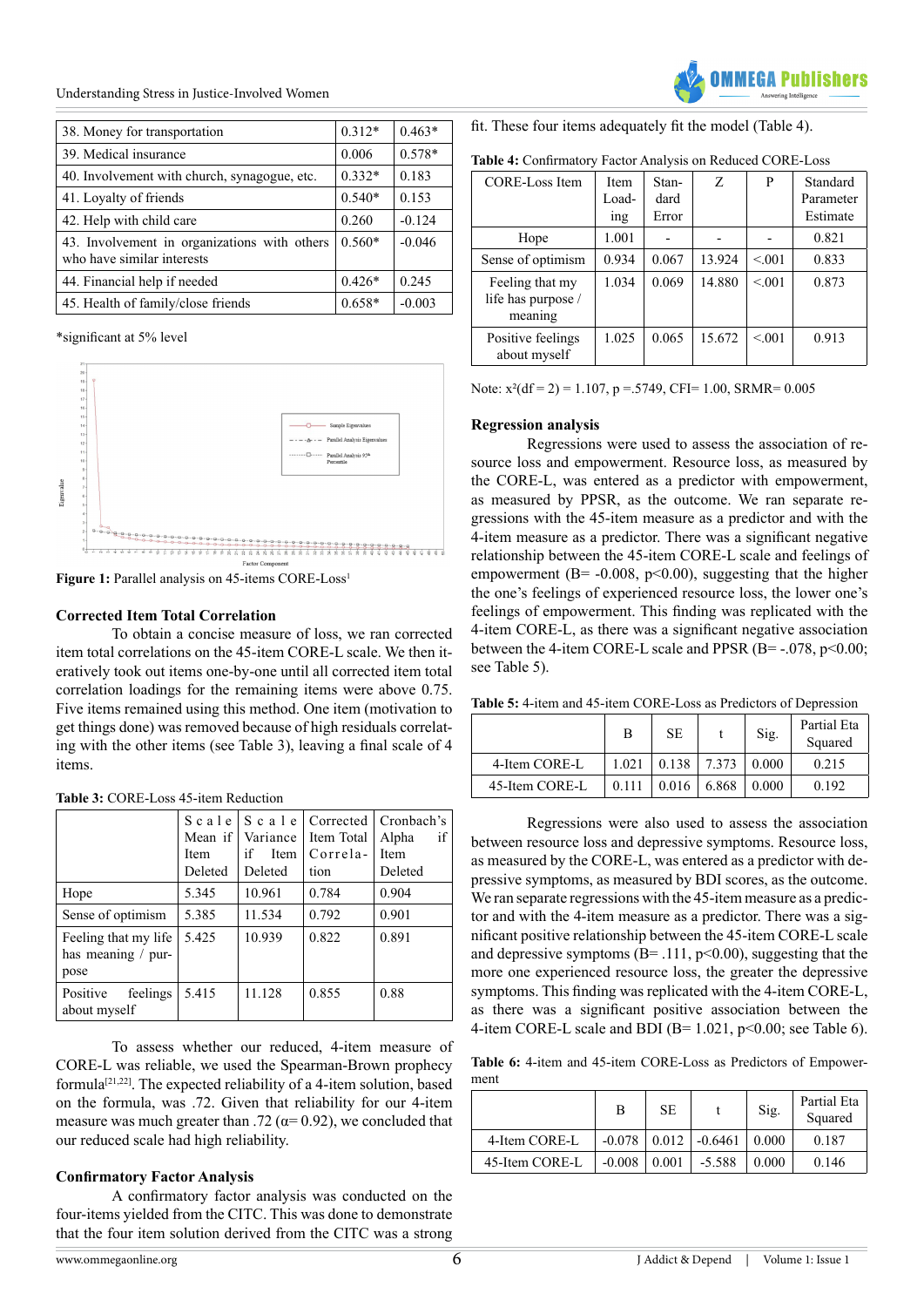| 38. Money for transportation | 0.312* | 0.463* |
|---|---|---|
| 39. Medical insurance | 0.006 | 0.578* |
| 40. Involvement with church, synagogue, etc. | 0.332* | 0.183 |
| 41. Loyalty of friends | 0.540* | 0.153 |
| 42. Help with child care | 0.260 | -0.124 |
| 43. Involvement in organizations with others who have similar interests | 0.560* | -0.046 |
| 44. Financial help if needed | 0.426* | 0.245 |
| 45. Health of family/close friends | 0.658* | -0.003 |

*significant at 5% level

**Figure 1:** Parallel analysis on 45-items CORE-Loss[1]

### Corrected Item Total Correlation

To obtain a concise measure of loss, we ran corrected item total correlations on the 45-item CORE-L scale. We then iteratively took out items one-by-one until all corrected item total correlation loadings for the remaining items were above 0.75. Five items remained using this method. One item (motivation to get things done) was removed because of high residuals correlating with the other items (see Table 3), leaving a final scale of 4 items.

**Table 3:** CORE-Loss 45-item Reduction

| | Scale Mean if Item Deleted | Scale Variance if Item Deleted | Corrected Item Total Correlation | Cronbach's Alpha if Item Deleted |
|---|---|---|---|---|
| Hope | 5.345 | 10.961 | 0.784 | 0.904 |
| Sense of optimism | 5.385 | 11.534 | 0.792 | 0.901 |
| Feeling that my life has meaning / purpose | 5.425 | 10.939 | 0.822 | 0.891 |
| Positive feelings about myself | 5.415 | 11.128 | 0.855 | 0.88 |

To assess whether our reduced, 4-item measure of CORE-L was reliable, we used the Spearman-Brown prophecy formula[21,22]. The expected reliability of a 4-item solution, based on the formula, was .72. Given that reliability for our 4-item measure was much greater than .72 ($\alpha$= 0.92), we concluded that our reduced scale had high reliability.

### Confirmatory Factor Analysis

A confirmatory factor analysis was conducted on the four-items yielded from the CITC. This was done to demonstrate that the four item solution derived from the CITC was a strong fit. These four items adequately fit the model (Table 4).

**Table 4:** Confirmatory Factor Analysis on Reduced CORE-Loss

| CORE-Loss Item | Item Loading | Standard Error | Z | P | Standard Parameter Estimate |
|---|---|---|---|---|---|
| Hope | 1.001 | - | - | - | 0.821 |
| Sense of optimism | 0.934 | 0.067 | 13.924 | <.001 | 0.833 |
| Feeling that my life has purpose / meaning | 1.034 | 0.069 | 14.880 | <.001 | 0.873 |
| Positive feelings about myself | 1.025 | 0.065 | 15.672 | <.001 | 0.913 |

Note: $x^2(df = 2) = 1.107$, p =.5749, CFI= 1.00, SRMR= 0.005

### Regression analysis

Regressions were used to assess the association of resource loss and empowerment. Resource loss, as measured by the CORE-L, was entered as a predictor with empowerment, as measured by PPSR, as the outcome. We ran separate regressions with the 45-item measure as a predictor and with the 4-item measure as a predictor. There was a significant negative relationship between the 45-item CORE-L scale and feelings of empowerment (B= -0.008, p<0.00), suggesting that the higher the one's feelings of experienced resource loss, the lower one's feelings of empowerment. This finding was replicated with the 4-item CORE-L, as there was a significant negative association between the 4-item CORE-L scale and PPSR (B= -.078, p<0.00; see Table 5).

**Table 5:** 4-item and 45-item CORE-Loss as Predictors of Depression

| | B | SE | t | Sig. | Partial Eta Squared |
|---|---|---|---|---|---|
| 4-Item CORE-L | 1.021 | 0.138 | 7.373 | 0.000 | 0.215 |
| 45-Item CORE-L | 0.111 | 0.016 | 6.868 | 0.000 | 0.192 |

Regressions were also used to assess the association between resource loss and depressive symptoms. Resource loss, as measured by the CORE-L, was entered as a predictor with depressive symptoms, as measured by BDI scores, as the outcome. We ran separate regressions with the 45-item measure as a predictor and with the 4-item measure as a predictor. There was a significant positive relationship between the 45-item CORE-L scale and depressive symptoms (B= .111, p<0.00), suggesting that the more one experienced resource loss, the greater the depressive symptoms. This finding was replicated with the 4-item CORE-L, as there was a significant positive association between the 4-item CORE-L scale and BDI (B= 1.021, p<0.00; see Table 6).

**Table 6:** 4-item and 45-item CORE-Loss as Predictors of Empowerment

| | B | SE | t | Sig. | Partial Eta Squared |
|---|---|---|---|---|---|
| 4-Item CORE-L | -0.078 | 0.012 | -0.6461 | 0.000 | 0.187 |
| 45-Item CORE-L | -0.008 | 0.001 | -5.588 | 0.000 | 0.146 |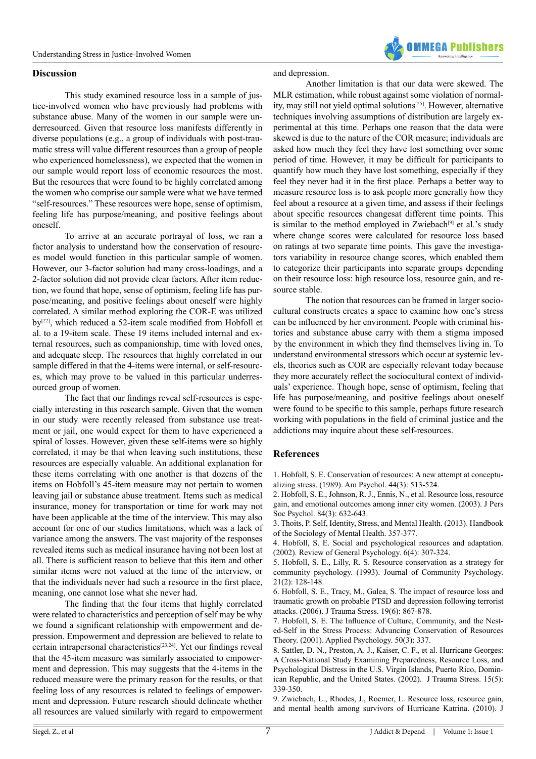## Discussion

This study examined resource loss in a sample of justice-involved women who have previously had problems with substance abuse. Many of the women in our sample were underresourced. Given that resource loss manifests differently in diverse populations (e.g., a group of individuals with post-traumatic stress will value different resources than a group of people who experienced homelessness), we expected that the women in our sample would report loss of economic resources the most. But the resources that were found to be highly correlated among the women who comprise our sample were what we have termed "self-resources." These resources were hope, sense of optimism, feeling life has purpose/meaning, and positive feelings about oneself.

To arrive at an accurate portrayal of loss, we ran a factor analysis to understand how the conservation of resources model would function in this particular sample of women. However, our 3-factor solution had many cross-loadings, and a 2-factor solution did not provide clear factors. After item reduction, we found that hope, sense of optimism, feeling life has purpose/meaning, and positive feelings about oneself were highly correlated. A similar method exploring the COR-E was utilized by[22], which reduced a 52-item scale modified from Hobfoll et al. to a 19-item scale. These 19 items included internal and external resources, such as companionship, time with loved ones, and adequate sleep. The resources that highly correlated in our sample differed in that the 4-items were internal, or self-resources, which may prove to be valued in this particular underresourced group of women.

The fact that our findings reveal self-resources is especially interesting in this research sample. Given that the women in our study were recently released from substance use treatment or jail, one would expect for them to have experienced a spiral of losses. However, given these self-items were so highly correlated, it may be that when leaving such institutions, these resources are especially valuable. An additional explanation for these items correlating with one another is that dozens of the items on Hobfoll's 45-item measure may not pertain to women leaving jail or substance abuse treatment. Items such as medical insurance, money for transportation or time for work may not have been applicable at the time of the interview. This may also account for one of our studies limitations, which was a lack of variance among the answers. The vast majority of the responses revealed items such as medical insurance having not been lost at all. There is sufficient reason to believe that this item and other similar items were not valued at the time of the interview, or that the individuals never had such a resource in the first place, meaning, one cannot lose what she never had.

The finding that the four items that highly correlated were related to characteristics and perception of self may be why we found a significant relationship with empowerment and depression. Empowerment and depression are believed to relate to certain intrapersonal characteristics[23,24]. Yet our findings reveal that the 45-item measure was similarly associated to empowerment and depression. This may suggests that the 4-items in the reduced measure were the primary reason for the results, or that feeling loss of any resources is related to feelings of empowerment and depression. Future research should delineate whether all resources are valued similarly with regard to empowerment and depression.

Another limitation is that our data were skewed. The MLR estimation, while robust against some violation of normality, may still not yield optimal solutions[25]. However, alternative techniques involving assumptions of distribution are largely experimental at this time. Perhaps one reason that the data were skewed is due to the nature of the COR measure; individuals are asked how much they feel they have lost something over some period of time. However, it may be difficult for participants to quantify how much they have lost something, especially if they feel they never had it in the first place. Perhaps a better way to measure resource loss is to ask people more generally how they feel about a resource at a given time, and assess if their feelings about specific resources changesat different time points. This is similar to the method employed in Zwiebach[9] et al.'s study where change scores were calculated for resource loss based on ratings at two separate time points. This gave the investigators variability in resource change scores, which enabled them to categorize their participants into separate groups depending on their resource loss: high resource loss, resource gain, and resource stable.

The notion that resources can be framed in larger sociocultural constructs creates a space to examine how one's stress can be influenced by her environment. People with criminal histories and substance abuse carry with them a stigma imposed by the environment in which they find themselves living in. To understand environmental stressors which occur at systemic levels, theories such as COR are especially relevant today because they more accurately reflect the sociocultural context of individuals' experience. Though hope, sense of optimism, feeling that life has purpose/meaning, and positive feelings about oneself were found to be specific to this sample, perhaps future research working with populations in the field of criminal justice and the addictions may inquire about these self-resources.

## References

1. Hobfoll, S. E. Conservation of resources: A new attempt at conceptualizing stress. (1989). Am Psychol. 44(3): 513-524.
2. Hobfoll, S. E., Johnson, R. J., Ennis, N., et al. Resource loss, resource gain, and emotional outcomes among inner city women. (2003). J Pers Soc Psychol. 84(3): 632-643.
3. Thoits, P. Self, Identity, Stress, and Mental Health. (2013). Handbook of the Sociology of Mental Health. 357-377.
4. Hobfoll, S. E. Social and psychological resources and adaptation. (2002). Review of General Psychology. 6(4): 307-324.
5. Hobfoll, S. E., Lilly, R. S. Resource conservation as a strategy for community psychology. (1993). Journal of Community Psychology. 21(2): 128-148.
6. Hobfoll, S. E., Tracy, M., Galea, S. The impact of resource loss and traumatic growth on probable PTSD and depression following terrorist attacks. (2006). J Trauma Stress. 19(6): 867-878.
7. Hobfoll, S. E. The Influence of Culture, Community, and the Nested-Self in the Stress Process: Advancing Conservation of Resources Theory. (2001). Applied Psychology. 50(3): 337.
8. Sattler, D. N., Preston, A. J., Kaiser, C. F., et al. Hurricane Georges: A Cross-National Study Examining Preparedness, Resource Loss, and Psychological Distress in the U.S. Virgin Islands, Puerto Rico, Dominican Republic, and the United States. (2002). J Trauma Stress. 15(5): 339-350.
9. Zwiebach, L., Rhodes, J., Roemer, L. Resource loss, resource gain, and mental health among survivors of Hurricane Katrina. (2010). J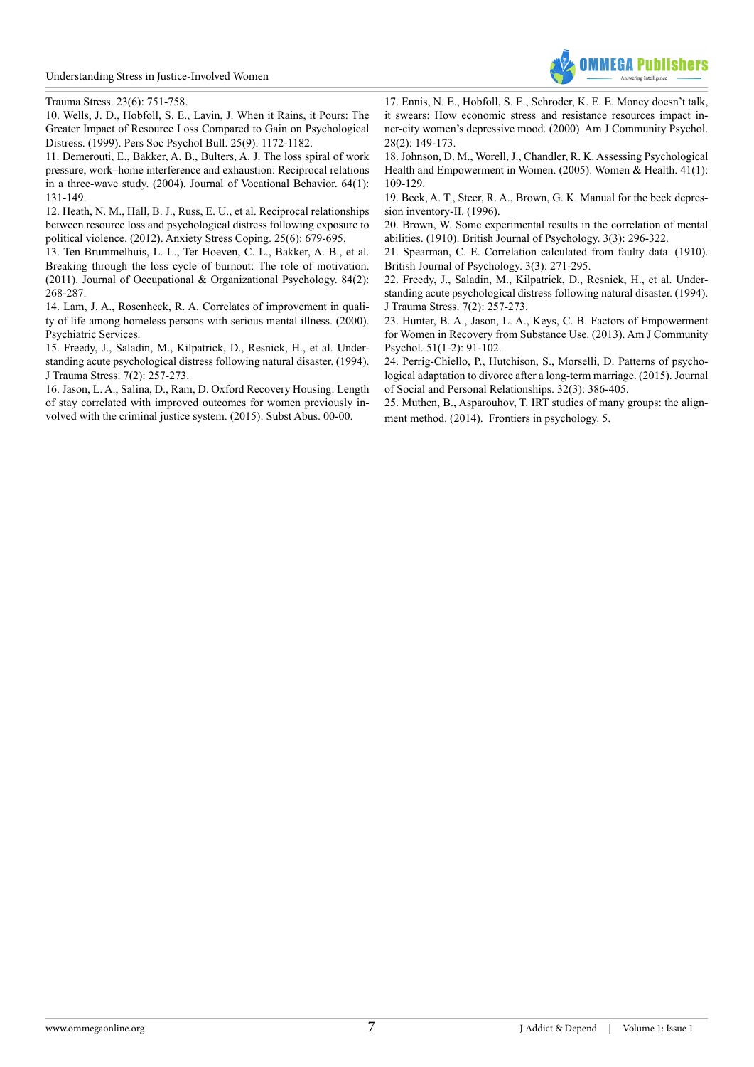Trauma Stress. 23(6): 751-758.

10. Wells, J. D., Hobfoll, S. E., Lavin, J. When it Rains, it Pours: The Greater Impact of Resource Loss Compared to Gain on Psychological Distress. (1999). Pers Soc Psychol Bull. 25(9): 1172-1182.

11. Demerouti, E., Bakker, A. B., Bulters, A. J. The loss spiral of work pressure, work–home interference and exhaustion: Reciprocal relations in a three-wave study. (2004). Journal of Vocational Behavior. 64(1): 131-149.

12. Heath, N. M., Hall, B. J., Russ, E. U., et al. Reciprocal relationships between resource loss and psychological distress following exposure to political violence. (2012). Anxiety Stress Coping. 25(6): 679-695.

13. Ten Brummelhuis, L. L., Ter Hoeven, C. L., Bakker, A. B., et al. Breaking through the loss cycle of burnout: The role of motivation. (2011). Journal of Occupational & Organizational Psychology. 84(2): 268-287.

14. Lam, J. A., Rosenheck, R. A. Correlates of improvement in quality of life among homeless persons with serious mental illness. (2000). Psychiatric Services.

15. Freedy, J., Saladin, M., Kilpatrick, D., Resnick, H., et al. Understanding acute psychological distress following natural disaster. (1994). J Trauma Stress. 7(2): 257-273.

16. Jason, L. A., Salina, D., Ram, D. Oxford Recovery Housing: Length of stay correlated with improved outcomes for women previously involved with the criminal justice system. (2015). Subst Abus. 00-00.

17. Ennis, N. E., Hobfoll, S. E., Schroder, K. E. E. Money doesn't talk, it swears: How economic stress and resistance resources impact inner-city women's depressive mood. (2000). Am J Community Psychol. 28(2): 149-173.

18. Johnson, D. M., Worell, J., Chandler, R. K. Assessing Psychological Health and Empowerment in Women. (2005). Women & Health. 41(1): 109-129.

19. Beck, A. T., Steer, R. A., Brown, G. K. Manual for the beck depression inventory-II. (1996).

20. Brown, W. Some experimental results in the correlation of mental abilities. (1910). British Journal of Psychology. 3(3): 296-322.

21. Spearman, C. E. Correlation calculated from faulty data. (1910). British Journal of Psychology. 3(3): 271-295.

22. Freedy, J., Saladin, M., Kilpatrick, D., Resnick, H., et al. Understanding acute psychological distress following natural disaster. (1994). J Trauma Stress. 7(2): 257-273.

23. Hunter, B. A., Jason, L. A., Keys, C. B. Factors of Empowerment for Women in Recovery from Substance Use. (2013). Am J Community Psychol. 51(1-2): 91-102.

24. Perrig-Chiello, P., Hutchison, S., Morselli, D. Patterns of psychological adaptation to divorce after a long-term marriage. (2015). Journal of Social and Personal Relationships. 32(3): 386-405.

25. Muthen, B., Asparouhov, T. IRT studies of many groups: the alignment method. (2014). Frontiers in psychology. 5.